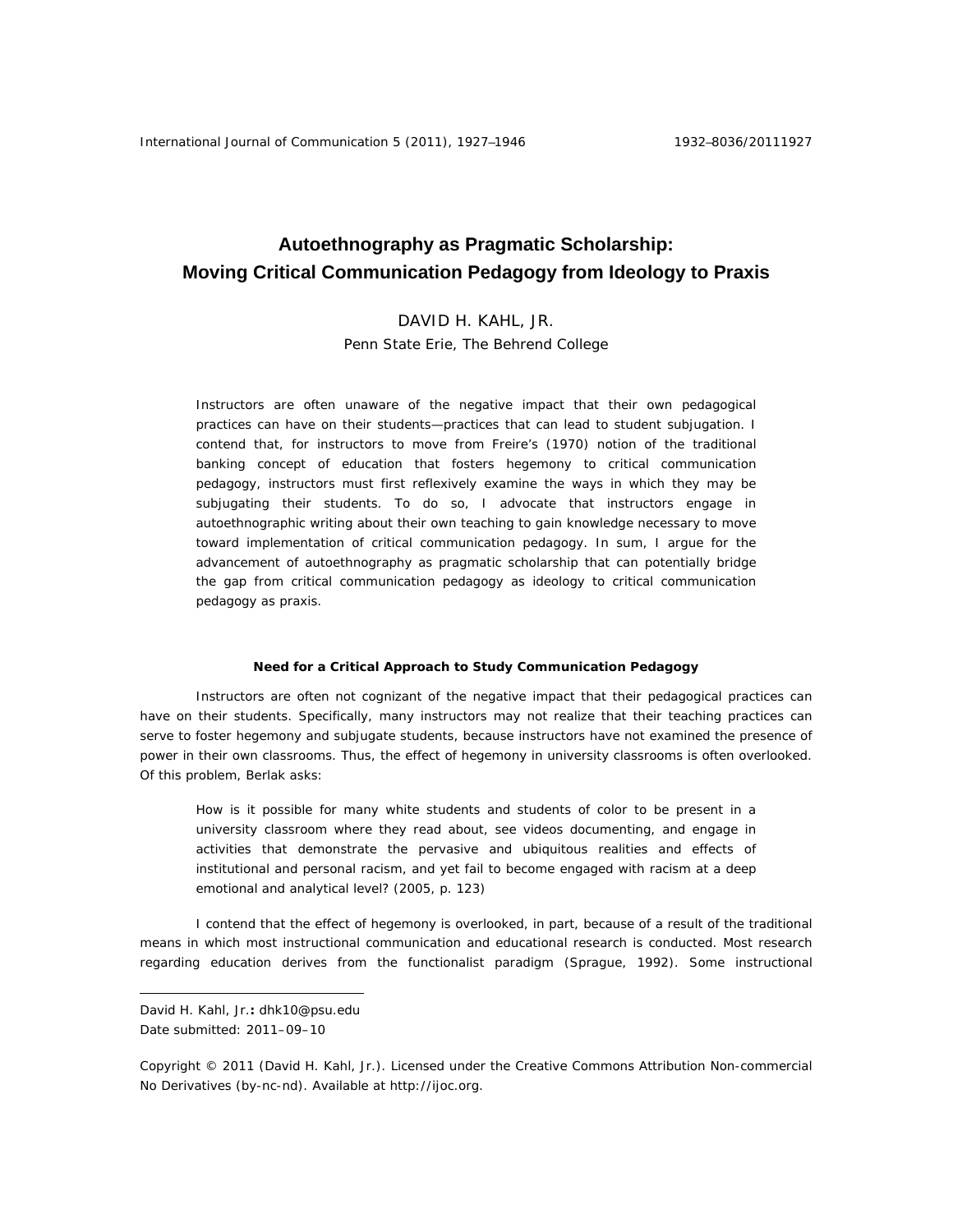# Autoethnography as Pragmatic Scholarship: Moving Critical Communication Pedagogy from Ideology to Praxis

DAVID H. KAHL, JR.
Penn State Erie, The Behrend College

Instructors are often unaware of the negative impact that their own pedagogical practices can have on their students—practices that can lead to student subjugation. I contend that, for instructors to move from Freire's (1970) notion of the traditional banking concept of education that fosters hegemony to critical communication pedagogy, instructors must first reflexively examine the ways in which they may be subjugating their students. To do so, I advocate that instructors engage in autoethnographic writing about their own teaching to gain knowledge necessary to move toward implementation of critical communication pedagogy. In sum, I argue for the advancement of autoethnography as pragmatic scholarship that can potentially bridge the gap from critical communication pedagogy as ideology to critical communication pedagogy as praxis.

### Need for a Critical Approach to Study Communication Pedagogy

Instructors are often not cognizant of the negative impact that their pedagogical practices can have on their students. Specifically, many instructors may not realize that their teaching practices can serve to foster hegemony and subjugate students, because instructors have not examined the presence of power in their own classrooms. Thus, the effect of hegemony in university classrooms is often overlooked. Of this problem, Berlak asks:

> How is it possible for many white students and students of color to be present in a university classroom where they read about, see videos documenting, and engage in activities that demonstrate the pervasive and ubiquitous realities and effects of institutional and personal racism, and yet fail to become engaged with racism at a deep emotional and analytical level? (2005, p. 123)

I contend that the effect of hegemony is overlooked, in part, because of a result of the traditional means in which most instructional communication and educational research is conducted. Most research regarding education derives from the functionalist paradigm (Sprague, 1992). Some instructional

---

David H. Kahl, Jr.**:** dhk10@psu.edu
Date submitted: 2011–09–10

Copyright © 2011 (David H. Kahl, Jr.). Licensed under the Creative Commons Attribution Non-commercial No Derivatives (by-nc-nd). Available at http://ijoc.org.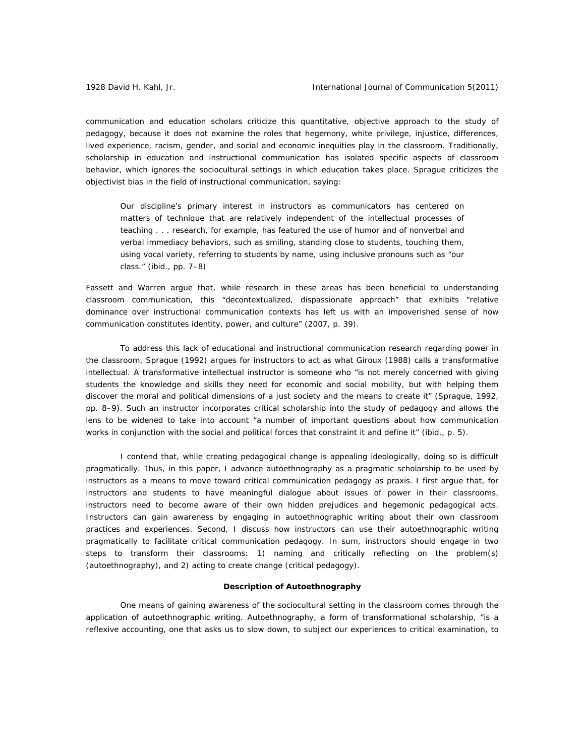communication and education scholars criticize this quantitative, objective approach to the study of pedagogy, because it does not examine the roles that hegemony, white privilege, injustice, differences, lived experience, racism, gender, and social and economic inequities play in the classroom. Traditionally, scholarship in education and instructional communication has isolated specific aspects of classroom behavior, which ignores the sociocultural settings in which education takes place. Sprague criticizes the objectivist bias in the field of instructional communication, saying:

> Our discipline's primary interest in instructors as communicators has centered on matters of technique that are relatively independent of the intellectual processes of teaching . . . research, for example, has featured the use of humor and of nonverbal and verbal immediacy behaviors, such as smiling, standing close to students, touching them, using vocal variety, referring to students by name, using inclusive pronouns such as "our class." (ibid., pp. 7–8)

Fassett and Warren argue that, while research in these areas has been beneficial to understanding classroom communication, this "decontextualized, dispassionate approach" that exhibits "relative dominance over instructional communication contexts has left us with an impoverished sense of how communication constitutes identity, power, and culture" (2007, p. 39).

To address this lack of educational and instructional communication research regarding power in the classroom, Sprague (1992) argues for instructors to act as what Giroux (1988) calls a transformative intellectual. A transformative intellectual instructor is someone who "is not merely concerned with giving students the knowledge and skills they need for economic and social mobility, but with helping them discover the moral and political dimensions of a just society and the means to create it" (Sprague, 1992, pp. 8–9). Such an instructor incorporates critical scholarship into the study of pedagogy and allows the lens to be widened to take into account "a number of important questions about how communication works in conjunction with the social and political forces that constraint it and define it" (ibid., p. 5).

I contend that, while creating pedagogical change is appealing ideologically, doing so is difficult pragmatically. Thus, in this paper, I advance autoethnography as a pragmatic scholarship to be used by instructors as a means to move toward critical communication pedagogy as praxis. I first argue that, for instructors and students to have meaningful dialogue about issues of power in their classrooms, instructors need to become aware of their own hidden prejudices and hegemonic pedagogical acts. Instructors can gain awareness by engaging in autoethnographic writing about their own classroom practices and experiences. Second, I discuss how instructors can use their autoethnographic writing pragmatically to facilitate critical communication pedagogy. In sum, instructors should engage in two steps to transform their classrooms: 1) naming and critically reflecting on the problem(s) (autoethnography), and 2) acting to create change (critical pedagogy).

## Description of Autoethnography

One means of gaining awareness of the sociocultural setting in the classroom comes through the application of autoethnographic writing. Autoethnography, a form of transformational scholarship, "is a reflexive accounting, one that asks us to slow down, to subject our experiences to critical examination, to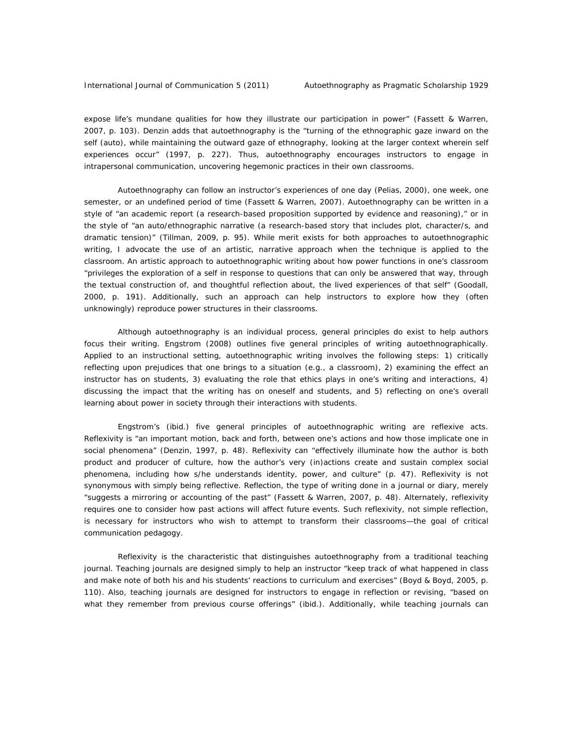expose life's mundane qualities for how they illustrate our participation in power" (Fassett & Warren, 2007, p. 103). Denzin adds that autoethnography is the "turning of the ethnographic gaze inward on the self (auto), while maintaining the outward gaze of ethnography, looking at the larger context wherein self experiences occur" (1997, p. 227). Thus, autoethnography encourages instructors to engage in intrapersonal communication, uncovering hegemonic practices in their own classrooms.

Autoethnography can follow an instructor's experiences of one day (Pelias, 2000), one week, one semester, or an undefined period of time (Fassett & Warren, 2007). Autoethnography can be written in a style of "an academic report (a research-based proposition supported by evidence and reasoning)," or in the style of "an auto/ethnographic narrative (a research-based story that includes plot, character/s, and dramatic tension)" (Tillman, 2009, p. 95). While merit exists for both approaches to autoethnographic writing, I advocate the use of an artistic, narrative approach when the technique is applied to the classroom. An artistic approach to autoethnographic writing about how power functions in one's classroom "privileges the exploration of a self in response to questions that can only be answered that way, through the textual construction of, and thoughtful reflection about, the lived experiences of that self" (Goodall, 2000, p. 191). Additionally, such an approach can help instructors to explore how they (often unknowingly) reproduce power structures in their classrooms.

Although autoethnography is an individual process, general principles do exist to help authors focus their writing. Engstrom (2008) outlines five general principles of writing autoethnographically. Applied to an instructional setting, autoethnographic writing involves the following steps: 1) critically reflecting upon prejudices that one brings to a situation (e.g., a classroom), 2) examining the effect an instructor has on students, 3) evaluating the role that ethics plays in one's writing and interactions, 4) discussing the impact that the writing has on oneself and students, and 5) reflecting on one's overall learning about power in society through their interactions with students.

Engstrom's (ibid.) five general principles of autoethnographic writing are reflexive acts. Reflexivity is "an important motion, back and forth, between one's actions and how those implicate one in social phenomena" (Denzin, 1997, p. 48). Reflexivity can "effectively illuminate how the author is both product and producer of culture, how the author's very (in)actions create and sustain complex social phenomena, including how s/he understands identity, power, and culture" (p. 47). Reflexivity is not synonymous with simply being reflective. Reflection, the type of writing done in a journal or diary, merely "suggests a mirroring or accounting of the past" (Fassett & Warren, 2007, p. 48). Alternately, reflexivity requires one to consider how past actions will affect future events. Such reflexivity, not simple reflection, is necessary for instructors who wish to attempt to transform their classrooms—the goal of critical communication pedagogy.

Reflexivity is the characteristic that distinguishes autoethnography from a traditional teaching journal. Teaching journals are designed simply to help an instructor "keep track of what happened in class and make note of both his and his students' reactions to curriculum and exercises" (Boyd & Boyd, 2005, p. 110). Also, teaching journals are designed for instructors to engage in reflection or revising, "based on what they remember from previous course offerings" (ibid.). Additionally, while teaching journals can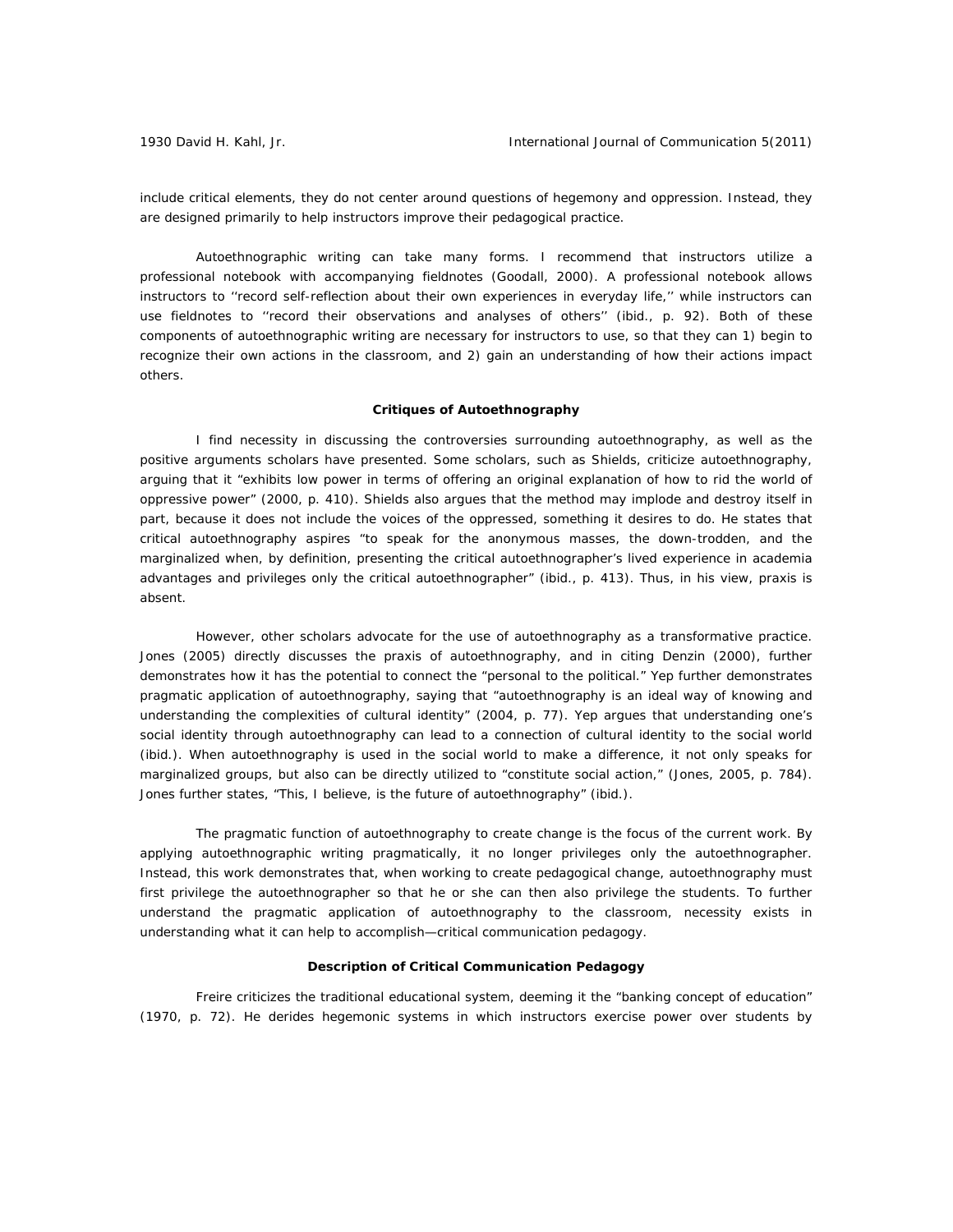include critical elements, they do not center around questions of hegemony and oppression. Instead, they are designed primarily to help instructors improve their pedagogical practice.

Autoethnographic writing can take many forms. I recommend that instructors utilize a professional notebook with accompanying fieldnotes (Goodall, 2000). A professional notebook allows instructors to ''record self-reflection about their own experiences in everyday life,'' while instructors can use fieldnotes to ''record their observations and analyses of others'' (ibid., p. 92). Both of these components of autoethnographic writing are necessary for instructors to use, so that they can 1) begin to recognize their own actions in the classroom, and 2) gain an understanding of how their actions impact others.

### Critiques of Autoethnography

I find necessity in discussing the controversies surrounding autoethnography, as well as the positive arguments scholars have presented. Some scholars, such as Shields, criticize autoethnography, arguing that it "exhibits low power in terms of offering an original explanation of how to rid the world of oppressive power" (2000, p. 410). Shields also argues that the method may implode and destroy itself in part, because it does not include the voices of the oppressed, something it desires to do. He states that critical autoethnography aspires "to speak for the anonymous masses, the down-trodden, and the marginalized when, by definition, presenting the critical autoethnographer's lived experience in academia advantages and privileges only the critical autoethnographer" (ibid., p. 413). Thus, in his view, praxis is absent.

However, other scholars advocate for the use of autoethnography as a transformative practice. Jones (2005) directly discusses the praxis of autoethnography, and in citing Denzin (2000), further demonstrates how it has the potential to connect the "personal to the political." Yep further demonstrates pragmatic application of autoethnography, saying that "autoethnography is an ideal way of knowing and understanding the complexities of cultural identity" (2004, p. 77). Yep argues that understanding one's social identity through autoethnography can lead to a connection of cultural identity to the social world (ibid.). When autoethnography is used in the social world to make a difference, it not only speaks for marginalized groups, but also can be directly utilized to "constitute social action," (Jones, 2005, p. 784). Jones further states, "This, I believe, is the future of autoethnography" (ibid.).

The pragmatic function of autoethnography to create change is the focus of the current work. By applying autoethnographic writing pragmatically, it no longer privileges only the autoethnographer. Instead, this work demonstrates that, when working to create pedagogical change, autoethnography must first privilege the autoethnographer so that he or she can then also privilege the students. To further understand the pragmatic application of autoethnography to the classroom, necessity exists in understanding what it can help to accomplish—critical communication pedagogy.

### Description of Critical Communication Pedagogy

Freire criticizes the traditional educational system, deeming it the "banking concept of education" (1970, p. 72). He derides hegemonic systems in which instructors exercise power over students by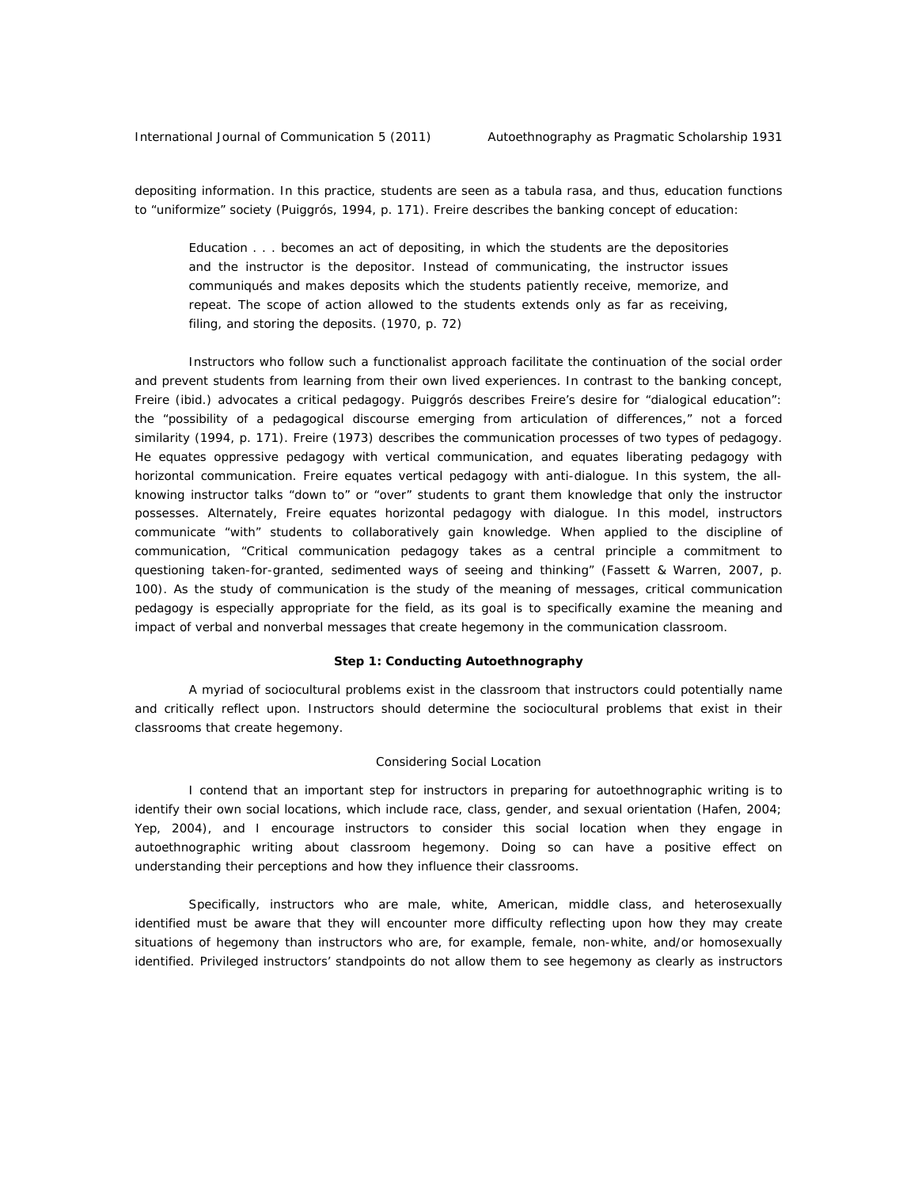depositing information. In this practice, students are seen as a tabula rasa, and thus, education functions to "uniformize" society (Puiggrós, 1994, p. 171). Freire describes the banking concept of education:

> Education . . . becomes an act of depositing, in which the students are the depositories and the instructor is the depositor. Instead of communicating, the instructor issues communiqués and makes deposits which the students patiently receive, memorize, and repeat. The scope of action allowed to the students extends only as far as receiving, filing, and storing the deposits. (1970, p. 72)

Instructors who follow such a functionalist approach facilitate the continuation of the social order and prevent students from learning from their own lived experiences. In contrast to the banking concept, Freire (ibid.) advocates a critical pedagogy. Puiggrós describes Freire's desire for "dialogical education": the "possibility of a pedagogical discourse emerging from articulation of differences," not a forced similarity (1994, p. 171). Freire (1973) describes the communication processes of two types of pedagogy. He equates oppressive pedagogy with vertical communication, and equates liberating pedagogy with horizontal communication. Freire equates vertical pedagogy with anti-dialogue. In this system, the all-knowing instructor talks "down to" or "over" students to grant them knowledge that only the instructor possesses. Alternately, Freire equates horizontal pedagogy with dialogue. In this model, instructors communicate "with" students to collaboratively gain knowledge. When applied to the discipline of communication, "Critical communication pedagogy takes as a central principle a commitment to questioning taken-for-granted, sedimented ways of seeing and thinking" (Fassett & Warren, 2007, p. 100). As the study of communication is the study of the meaning of messages, critical communication pedagogy is especially appropriate for the field, as its goal is to specifically examine the meaning and impact of verbal and nonverbal messages that create hegemony in the communication classroom.

## Step 1: Conducting Autoethnography

A myriad of sociocultural problems exist in the classroom that instructors could potentially name and critically reflect upon. Instructors should determine the sociocultural problems that exist in their classrooms that create hegemony.

### Considering Social Location

I contend that an important step for instructors in preparing for autoethnographic writing is to identify their own social locations, which include race, class, gender, and sexual orientation (Hafen, 2004; Yep, 2004), and I encourage instructors to consider this social location when they engage in autoethnographic writing about classroom hegemony. Doing so can have a positive effect on understanding their perceptions and how they influence their classrooms.

Specifically, instructors who are male, white, American, middle class, and heterosexually identified must be aware that they will encounter more difficulty reflecting upon how they may create situations of hegemony than instructors who are, for example, female, non-white, and/or homosexually identified. Privileged instructors' standpoints do not allow them to see hegemony as clearly as instructors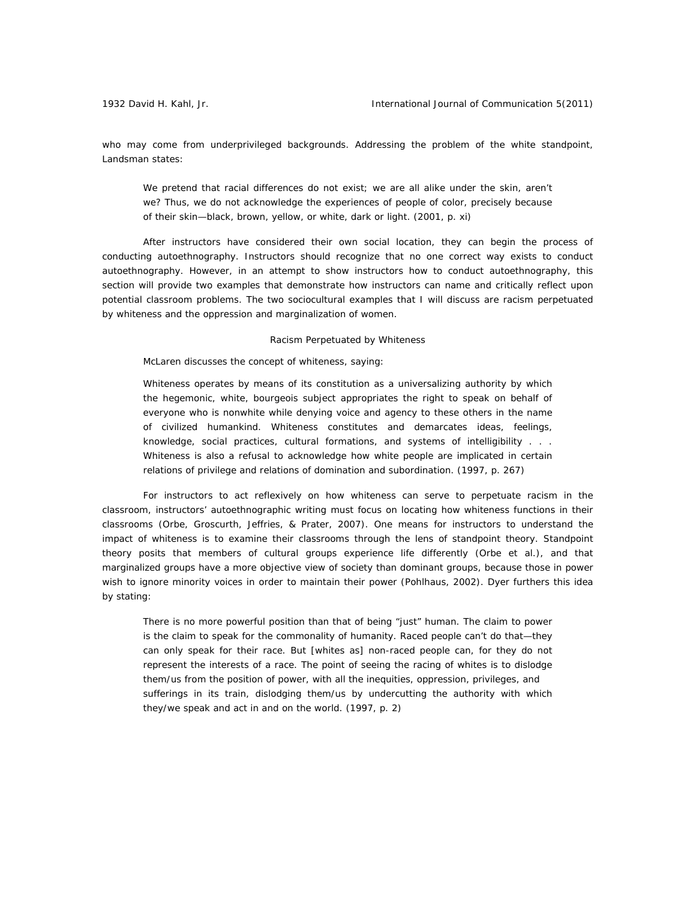who may come from underprivileged backgrounds. Addressing the problem of the white standpoint, Landsman states:

> We pretend that racial differences do not exist; we are all alike under the skin, aren't we? Thus, we do not acknowledge the experiences of people of color, precisely because of their skin—black, brown, yellow, or white, dark or light. (2001, p. xi)

After instructors have considered their own social location, they can begin the process of conducting autoethnography. Instructors should recognize that no one correct way exists to conduct autoethnography. However, in an attempt to show instructors how to conduct autoethnography, this section will provide two examples that demonstrate how instructors can name and critically reflect upon potential classroom problems. The two sociocultural examples that I will discuss are racism perpetuated by whiteness and the oppression and marginalization of women.

### Racism Perpetuated by Whiteness

McLaren discusses the concept of whiteness, saying:

> Whiteness operates by means of its constitution as a universalizing authority by which the hegemonic, white, bourgeois subject appropriates the right to speak on behalf of everyone who is nonwhite while denying voice and agency to these others in the name of civilized humankind. Whiteness constitutes and demarcates ideas, feelings, knowledge, social practices, cultural formations, and systems of intelligibility . . . Whiteness is also a refusal to acknowledge how white people are implicated in certain relations of privilege and relations of domination and subordination. (1997, p. 267)

For instructors to act reflexively on how whiteness can serve to perpetuate racism in the classroom, instructors' autoethnographic writing must focus on locating how whiteness functions in their classrooms (Orbe, Groscurth, Jeffries, & Prater, 2007). One means for instructors to understand the impact of whiteness is to examine their classrooms through the lens of standpoint theory. Standpoint theory posits that members of cultural groups experience life differently (Orbe et al.), and that marginalized groups have a more objective view of society than dominant groups, because those in power wish to ignore minority voices in order to maintain their power (Pohlhaus, 2002). Dyer furthers this idea by stating:

> There is no more powerful position than that of being "just" human. The claim to power is the claim to speak for the commonality of humanity. Raced people can't do that—they can only speak for their race. But [whites as] non-raced people can, for they do not represent the interests of a race. The point of seeing the racing of whites is to dislodge them/us from the position of power, with all the inequities, oppression, privileges, and sufferings in its train, dislodging them/us by undercutting the authority with which they/we speak and act in and on the world. (1997, p. 2)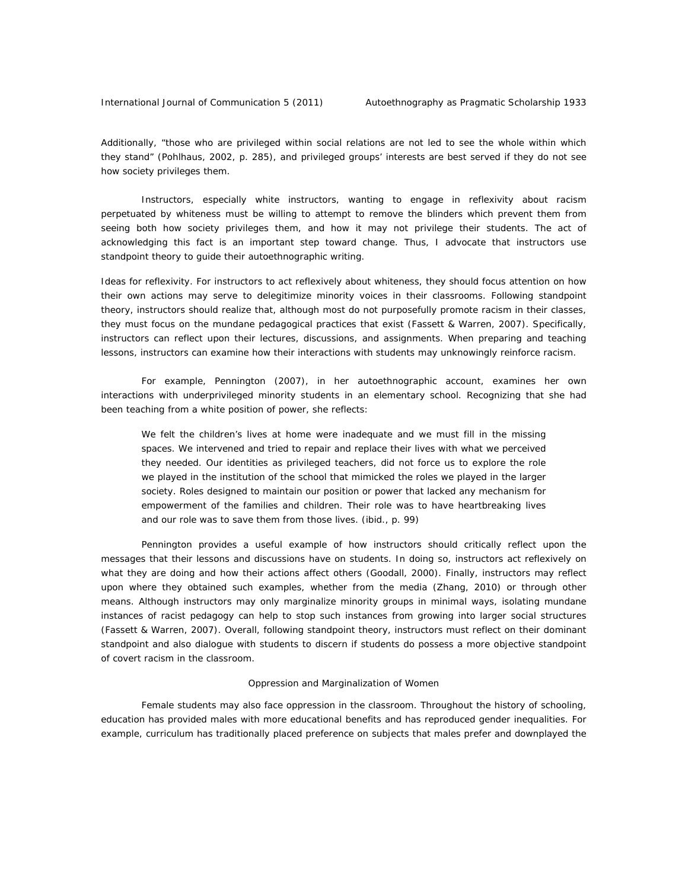Additionally, "those who are privileged within social relations are not led to see the whole within which they stand" (Pohlhaus, 2002, p. 285), and privileged groups' interests are best served if they do not see how society privileges them.

Instructors, especially white instructors, wanting to engage in reflexivity about racism perpetuated by whiteness must be willing to attempt to remove the blinders which prevent them from seeing both how society privileges them, and how it may not privilege their students. The act of acknowledging this fact is an important step toward change. Thus, I advocate that instructors use standpoint theory to guide their autoethnographic writing.

*Ideas for reflexivity.* For instructors to act reflexively about whiteness, they should focus attention on how their own actions may serve to delegitimize minority voices in their classrooms. Following standpoint theory, instructors should realize that, although most do not purposefully promote racism in their classes, they must focus on the mundane pedagogical practices that exist (Fassett & Warren, 2007). Specifically, instructors can reflect upon their lectures, discussions, and assignments. When preparing and teaching lessons, instructors can examine how their interactions with students may unknowingly reinforce racism.

For example, Pennington (2007), in her autoethnographic account, examines her own interactions with underprivileged minority students in an elementary school. Recognizing that she had been teaching from a white position of power, she reflects:

> We felt the children's lives at home were inadequate and we must fill in the missing spaces. We intervened and tried to repair and replace their lives with what we perceived they needed. Our identities as privileged teachers, did not force us to explore the role we played in the institution of the school that mimicked the roles we played in the larger society. Roles designed to maintain our position or power that lacked any mechanism for empowerment of the families and children. Their role was to have heartbreaking lives and our role was to save them from those lives. (ibid., p. 99)

Pennington provides a useful example of how instructors should critically reflect upon the messages that their lessons and discussions have on students. In doing so, instructors act reflexively on what they are doing and how their actions affect others (Goodall, 2000). Finally, instructors may reflect upon where they obtained such examples, whether from the media (Zhang, 2010) or through other means. Although instructors may only marginalize minority groups in minimal ways, isolating mundane instances of racist pedagogy can help to stop such instances from growing into larger social structures (Fassett & Warren, 2007). Overall, following standpoint theory, instructors must reflect on their dominant standpoint and also dialogue with students to discern if students do possess a more objective standpoint of covert racism in the classroom.

### Oppression and Marginalization of Women

Female students may also face oppression in the classroom. Throughout the history of schooling, education has provided males with more educational benefits and has reproduced gender inequalities. For example, curriculum has traditionally placed preference on subjects that males prefer and downplayed the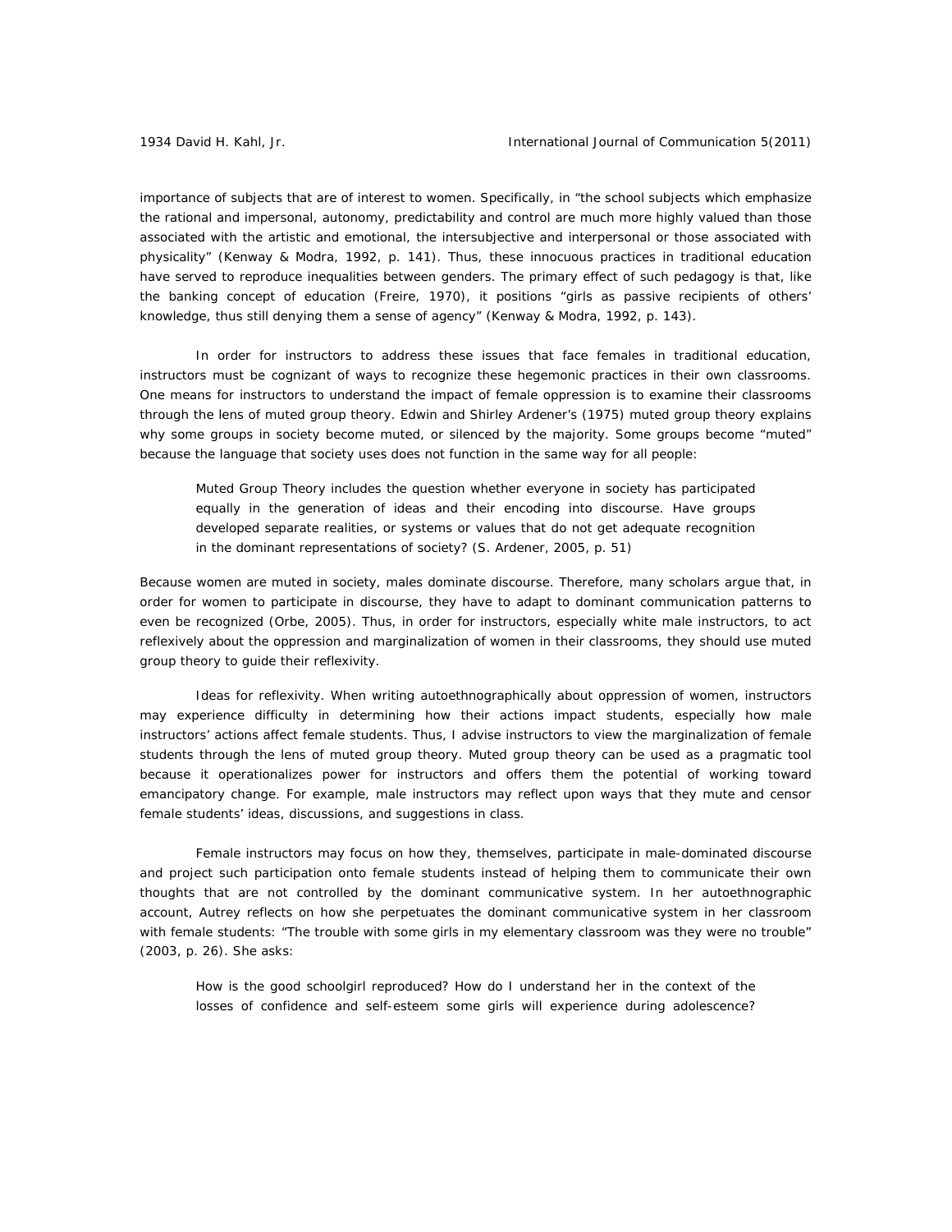importance of subjects that are of interest to women. Specifically, in "the school subjects which emphasize the rational and impersonal, autonomy, predictability and control are much more highly valued than those associated with the artistic and emotional, the intersubjective and interpersonal or those associated with physicality" (Kenway & Modra, 1992, p. 141). Thus, these innocuous practices in traditional education have served to reproduce inequalities between genders. The primary effect of such pedagogy is that, like the banking concept of education (Freire, 1970), it positions "girls as passive recipients of others' knowledge, thus still denying them a sense of agency" (Kenway & Modra, 1992, p. 143).

In order for instructors to address these issues that face females in traditional education, instructors must be cognizant of ways to recognize these hegemonic practices in their own classrooms. One means for instructors to understand the impact of female oppression is to examine their classrooms through the lens of muted group theory. Edwin and Shirley Ardener's (1975) muted group theory explains why some groups in society become muted, or silenced by the majority. Some groups become "muted" because the language that society uses does not function in the same way for all people:

> Muted Group Theory includes the question whether everyone in society has participated equally in the generation of ideas and their encoding into discourse. Have groups developed separate realities, or systems or values that do not get adequate recognition in the dominant representations of society? (S. Ardener, 2005, p. 51)

Because women are muted in society, males dominate discourse. Therefore, many scholars argue that, in order for women to participate in discourse, they have to adapt to dominant communication patterns to even be recognized (Orbe, 2005). Thus, in order for instructors, especially white male instructors, to act reflexively about the oppression and marginalization of women in their classrooms, they should use muted group theory to guide their reflexivity.

*Ideas for reflexivity.* When writing autoethnographically about oppression of women, instructors may experience difficulty in determining how their actions impact students, especially how male instructors' actions affect female students. Thus, I advise instructors to view the marginalization of female students through the lens of muted group theory. Muted group theory can be used as a pragmatic tool because it operationalizes power for instructors and offers them the potential of working toward emancipatory change. For example, male instructors may reflect upon ways that they mute and censor female students' ideas, discussions, and suggestions in class.

Female instructors may focus on how they, themselves, participate in male-dominated discourse and project such participation onto female students instead of helping them to communicate their own thoughts that are not controlled by the dominant communicative system. In her autoethnographic account, Autrey reflects on how she perpetuates the dominant communicative system in her classroom with female students: "The trouble with some girls in my elementary classroom was they were no trouble" (2003, p. 26). She asks:

> How is the good schoolgirl reproduced? How do I understand her in the context of the losses of confidence and self-esteem some girls will experience during adolescence?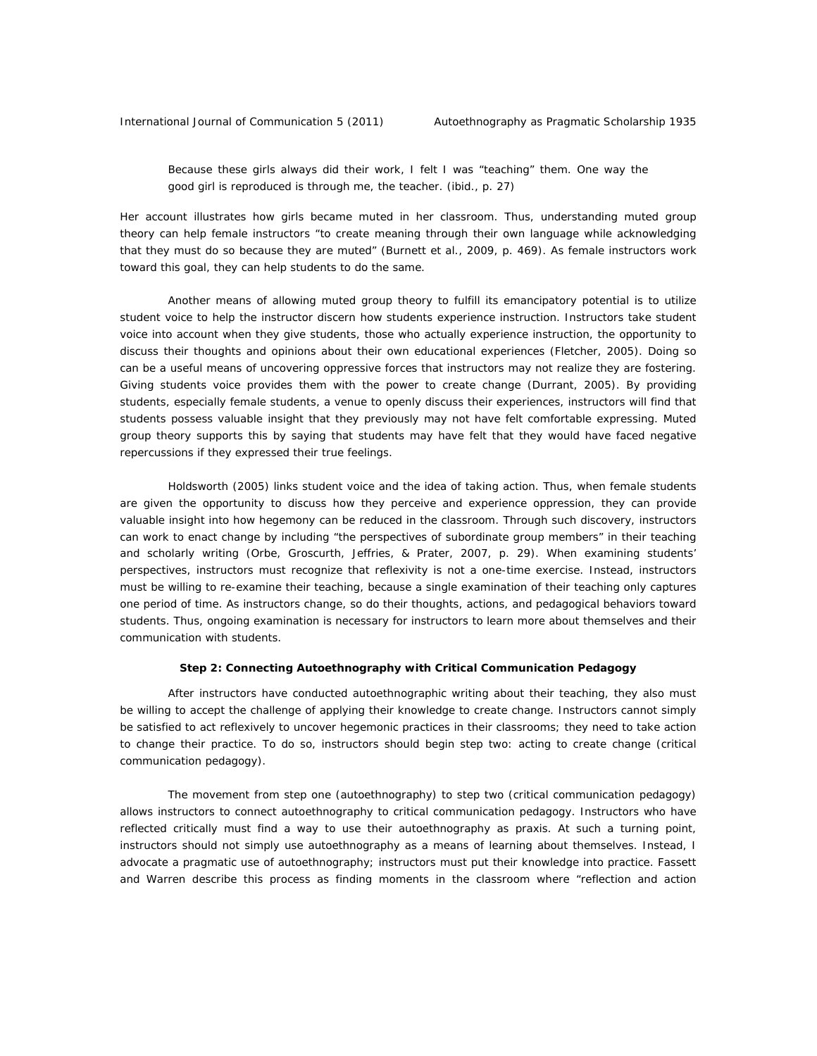> Because these girls always did their work, I felt I was "teaching" them. One way the good girl is reproduced is through me, the teacher. (ibid., p. 27)

Her account illustrates how girls became muted in her classroom. Thus, understanding muted group theory can help female instructors "to create meaning through their own language while acknowledging that they must do so because they are muted" (Burnett et al., 2009, p. 469). As female instructors work toward this goal, they can help students to do the same.

Another means of allowing muted group theory to fulfill its emancipatory potential is to utilize student voice to help the instructor discern how students experience instruction. Instructors take student voice into account when they give students, those who actually experience instruction, the opportunity to discuss their thoughts and opinions about their own educational experiences (Fletcher, 2005). Doing so can be a useful means of uncovering oppressive forces that instructors may not realize they are fostering. Giving students voice provides them with the power to create change (Durrant, 2005). By providing students, especially female students, a venue to openly discuss their experiences, instructors will find that students possess valuable insight that they previously may not have felt comfortable expressing. Muted group theory supports this by saying that students may have felt that they would have faced negative repercussions if they expressed their true feelings.

Holdsworth (2005) links student voice and the idea of taking action. Thus, when female students are given the opportunity to discuss how they perceive and experience oppression, they can provide valuable insight into how hegemony can be reduced in the classroom. Through such discovery, instructors can work to enact change by including "the perspectives of subordinate group members" in their teaching and scholarly writing (Orbe, Groscurth, Jeffries, & Prater, 2007, p. 29). When examining students' perspectives, instructors must recognize that reflexivity is not a one-time exercise. Instead, instructors must be willing to re-examine their teaching, because a single examination of their teaching only captures one period of time. As instructors change, so do their thoughts, actions, and pedagogical behaviors toward students. Thus, ongoing examination is necessary for instructors to learn more about themselves and their communication with students.

**Step 2: Connecting Autoethnography with Critical Communication Pedagogy**

After instructors have conducted autoethnographic writing about their teaching, they also must be willing to accept the challenge of applying their knowledge to create change. Instructors cannot simply be satisfied to act reflexively to uncover hegemonic practices in their classrooms; they need to take action to change their practice. To do so, instructors should begin step two: acting to create change (critical communication pedagogy).

The movement from step one (autoethnography) to step two (critical communication pedagogy) allows instructors to connect autoethnography to critical communication pedagogy. Instructors who have reflected critically must find a way to use their autoethnography as praxis. At such a turning point, instructors should not simply use autoethnography as a means of learning about themselves. Instead, I advocate a pragmatic use of autoethnography; instructors must put their knowledge into practice. Fassett and Warren describe this process as finding moments in the classroom where "reflection and action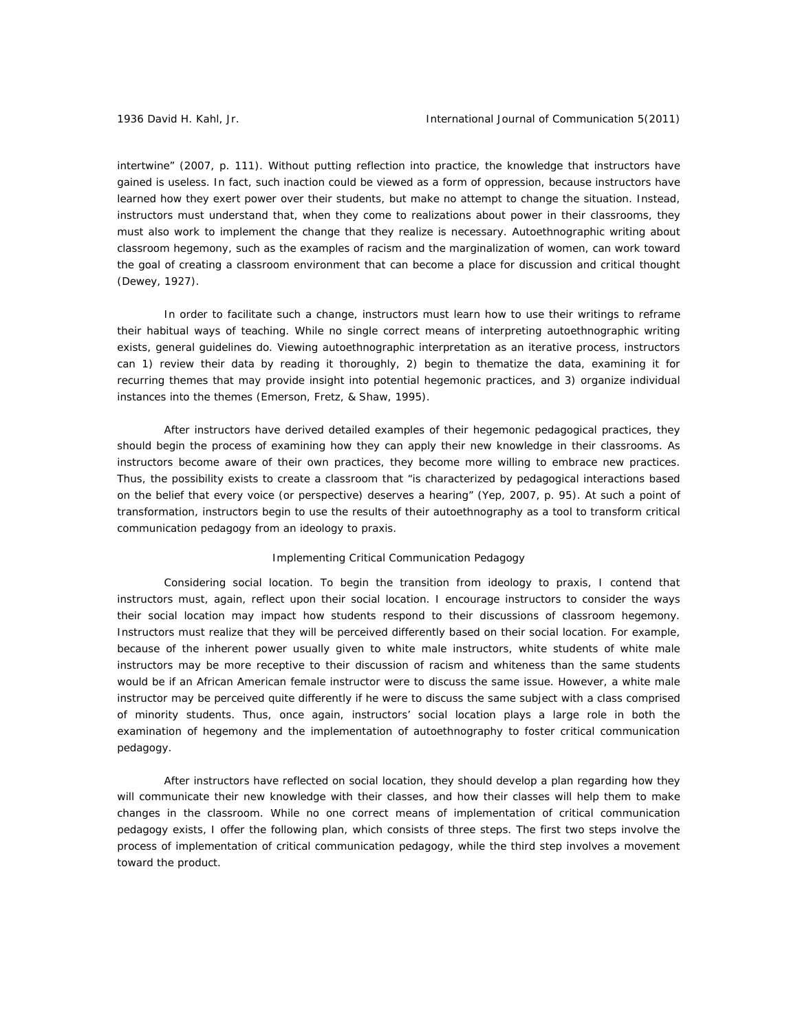intertwine" (2007, p. 111). Without putting reflection into practice, the knowledge that instructors have gained is useless. In fact, such inaction could be viewed as a form of oppression, because instructors have learned how they exert power over their students, but make no attempt to change the situation. Instead, instructors must understand that, when they come to realizations about power in their classrooms, they must also work to implement the change that they realize is necessary. Autoethnographic writing about classroom hegemony, such as the examples of racism and the marginalization of women, can work toward the goal of creating a classroom environment that can become a place for discussion and critical thought (Dewey, 1927).

In order to facilitate such a change, instructors must learn how to use their writings to reframe their habitual ways of teaching. While no single correct means of interpreting autoethnographic writing exists, general guidelines do. Viewing autoethnographic interpretation as an iterative process, instructors can 1) review their data by reading it thoroughly, 2) begin to thematize the data, examining it for recurring themes that may provide insight into potential hegemonic practices, and 3) organize individual instances into the themes (Emerson, Fretz, & Shaw, 1995).

After instructors have derived detailed examples of their hegemonic pedagogical practices, they should begin the process of examining how they can apply their new knowledge in their classrooms. As instructors become aware of their own practices, they become more willing to embrace new practices. Thus, the possibility exists to create a classroom that "is characterized by pedagogical interactions based on the belief that every voice (or perspective) deserves a hearing" (Yep, 2007, p. 95). At such a point of transformation, instructors begin to use the results of their autoethnography as a tool to transform critical communication pedagogy from an ideology to praxis.

## Implementing Critical Communication Pedagogy

*Considering social location.* To begin the transition from ideology to praxis, I contend that instructors must, again, reflect upon their social location. I encourage instructors to consider the ways their social location may impact how students respond to their discussions of classroom hegemony. Instructors must realize that they will be perceived differently based on their social location. For example, because of the inherent power usually given to white male instructors, white students of white male instructors may be more receptive to their discussion of racism and whiteness than the same students would be if an African American female instructor were to discuss the same issue. However, a white male instructor may be perceived quite differently if he were to discuss the same subject with a class comprised of minority students. Thus, once again, instructors' social location plays a large role in both the examination of hegemony and the implementation of autoethnography to foster critical communication pedagogy.

After instructors have reflected on social location, they should develop a plan regarding how they will communicate their new knowledge with their classes, and how their classes will help them to make changes in the classroom. While no one correct means of implementation of critical communication pedagogy exists, I offer the following plan, which consists of three steps. The first two steps involve the process of implementation of critical communication pedagogy, while the third step involves a movement toward the product.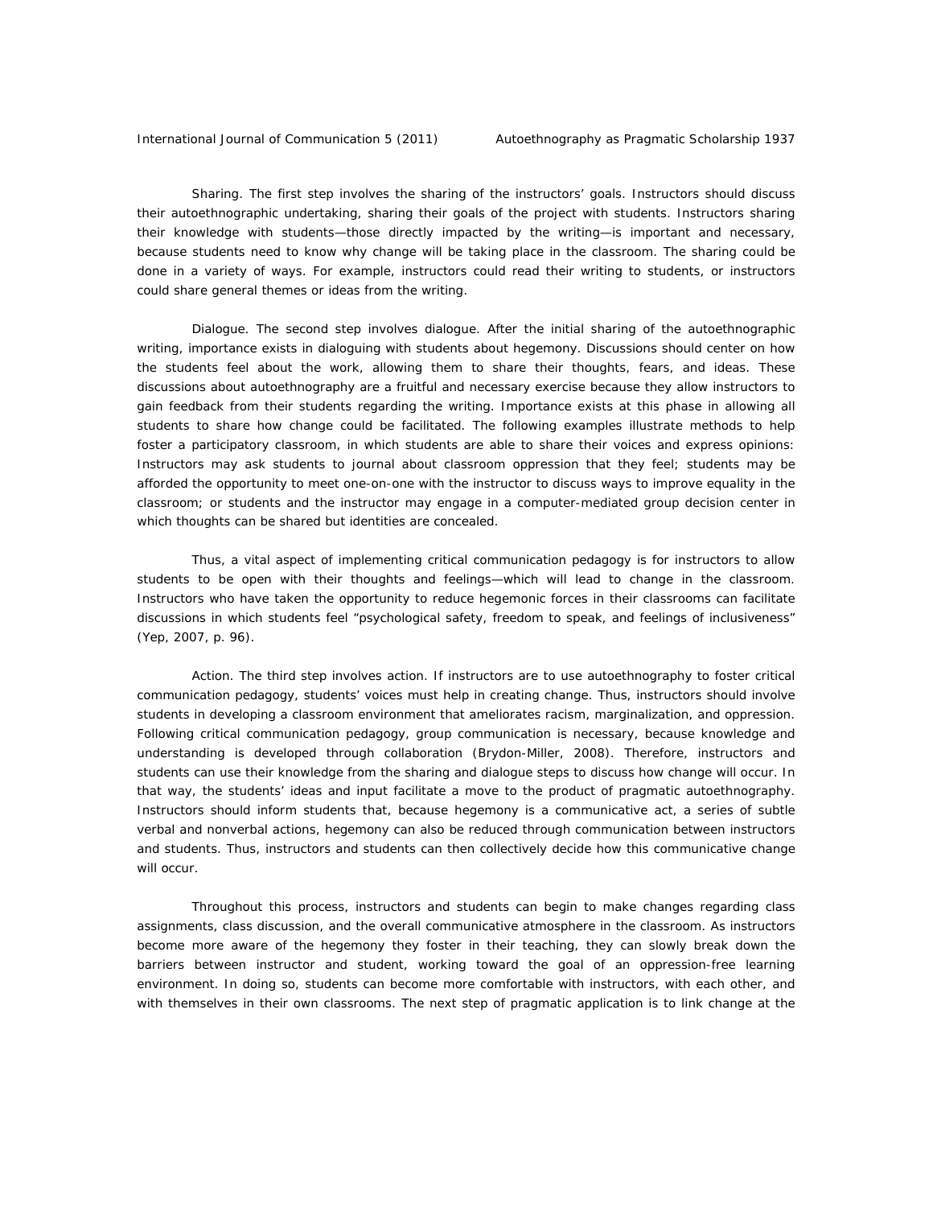*Sharing.* The first step involves the sharing of the instructors' goals. Instructors should discuss their autoethnographic undertaking, sharing their goals of the project with students. Instructors sharing their knowledge with students—those directly impacted by the writing—is important and necessary, because students need to know why change will be taking place in the classroom. The sharing could be done in a variety of ways. For example, instructors could read their writing to students, or instructors could share general themes or ideas from the writing.

*Dialogue.* The second step involves dialogue. After the initial sharing of the autoethnographic writing, importance exists in dialoguing with students about hegemony. Discussions should center on how the students feel about the work, allowing them to share their thoughts, fears, and ideas. These discussions about autoethnography are a fruitful and necessary exercise because they allow instructors to gain feedback from their students regarding the writing. Importance exists at this phase in allowing all students to share how change could be facilitated. The following examples illustrate methods to help foster a participatory classroom, in which students are able to share their voices and express opinions: Instructors may ask students to journal about classroom oppression that they feel; students may be afforded the opportunity to meet one-on-one with the instructor to discuss ways to improve equality in the classroom; or students and the instructor may engage in a computer-mediated group decision center in which thoughts can be shared but identities are concealed.

Thus, a vital aspect of implementing critical communication pedagogy is for instructors to allow students to be open with their thoughts and feelings—which will lead to change in the classroom. Instructors who have taken the opportunity to reduce hegemonic forces in their classrooms can facilitate discussions in which students feel "psychological safety, freedom to speak, and feelings of inclusiveness" (Yep, 2007, p. 96).

*Action.* The third step involves action. If instructors are to use autoethnography to foster critical communication pedagogy, students' voices must help in creating change. Thus, instructors should involve students in developing a classroom environment that ameliorates racism, marginalization, and oppression. Following critical communication pedagogy, group communication is necessary, because knowledge and understanding is developed through collaboration (Brydon-Miller, 2008). Therefore, instructors and students can use their knowledge from the sharing and dialogue steps to discuss how change will occur. In that way, the students' ideas and input facilitate a move to the product of pragmatic autoethnography. Instructors should inform students that, because hegemony is a communicative act, a series of subtle verbal and nonverbal actions, hegemony can also be reduced through communication between instructors and students. Thus, instructors and students can then collectively decide how this communicative change will occur.

Throughout this process, instructors and students can begin to make changes regarding class assignments, class discussion, and the overall communicative atmosphere in the classroom. As instructors become more aware of the hegemony they foster in their teaching, they can slowly break down the barriers between instructor and student, working toward the goal of an oppression-free learning environment. In doing so, students can become more comfortable with instructors, with each other, and with themselves in their own classrooms. The next step of pragmatic application is to link change at the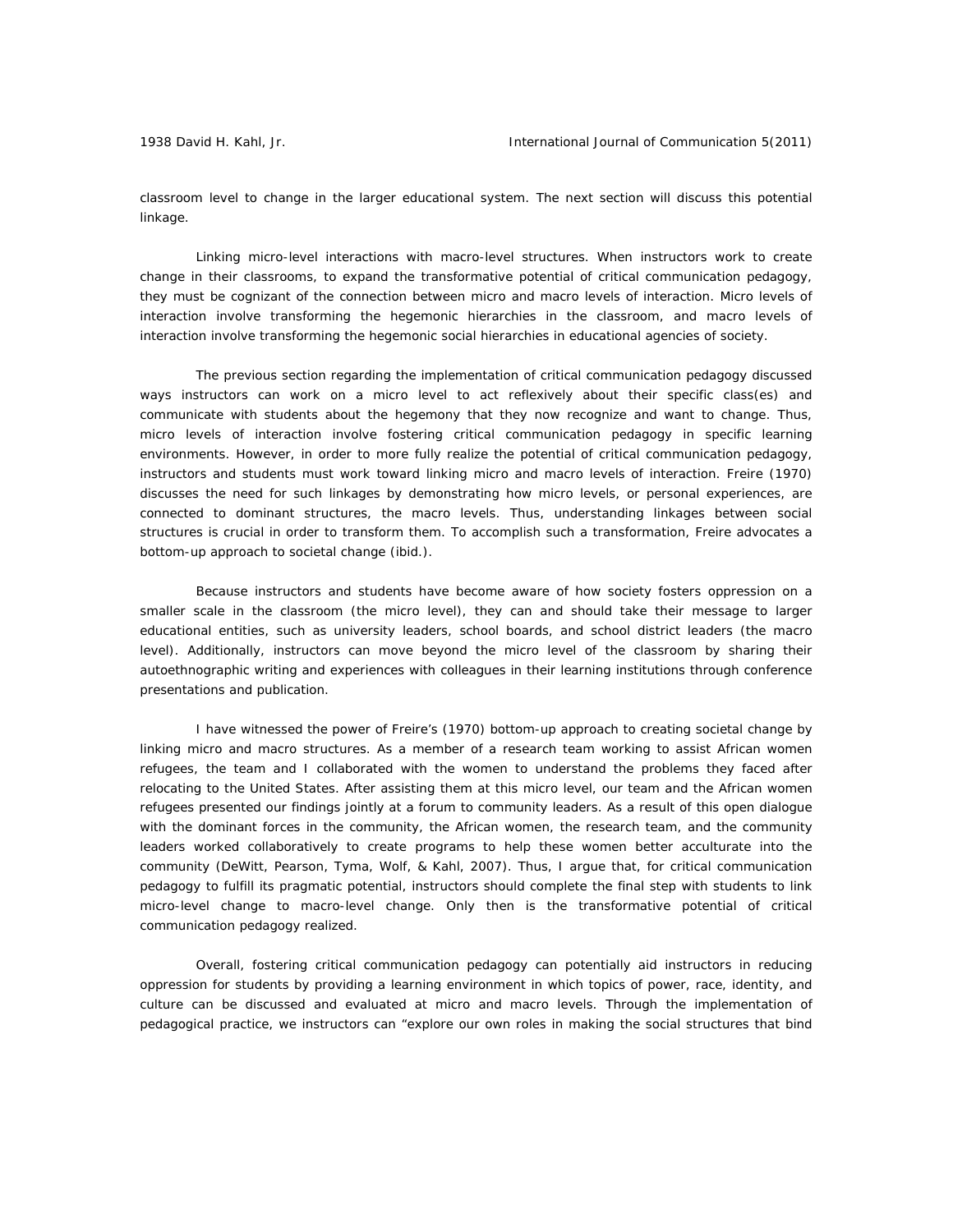classroom level to change in the larger educational system. The next section will discuss this potential linkage.

*Linking micro-level interactions with macro-level structures.* When instructors work to create change in their classrooms, to expand the transformative potential of critical communication pedagogy, they must be cognizant of the connection between micro and macro levels of interaction. Micro levels of interaction involve transforming the hegemonic hierarchies in the classroom, and macro levels of interaction involve transforming the hegemonic social hierarchies in educational agencies of society.

The previous section regarding the implementation of critical communication pedagogy discussed ways instructors can work on a micro level to act reflexively about their specific class(es) and communicate with students about the hegemony that they now recognize and want to change. Thus, micro levels of interaction involve fostering critical communication pedagogy in specific learning environments. However, in order to more fully realize the potential of critical communication pedagogy, instructors and students must work toward linking micro and macro levels of interaction. Freire (1970) discusses the need for such linkages by demonstrating how micro levels, or personal experiences, are connected to dominant structures, the macro levels. Thus, understanding linkages between social structures is crucial in order to transform them. To accomplish such a transformation, Freire advocates a bottom-up approach to societal change (ibid.).

Because instructors and students have become aware of how society fosters oppression on a smaller scale in the classroom (the micro level), they can and should take their message to larger educational entities, such as university leaders, school boards, and school district leaders (the macro level). Additionally, instructors can move beyond the micro level of the classroom by sharing their autoethnographic writing and experiences with colleagues in their learning institutions through conference presentations and publication.

I have witnessed the power of Freire's (1970) bottom-up approach to creating societal change by linking micro and macro structures. As a member of a research team working to assist African women refugees, the team and I collaborated with the women to understand the problems they faced after relocating to the United States. After assisting them at this micro level, our team and the African women refugees presented our findings jointly at a forum to community leaders. As a result of this open dialogue with the dominant forces in the community, the African women, the research team, and the community leaders worked collaboratively to create programs to help these women better acculturate into the community (DeWitt, Pearson, Tyma, Wolf, & Kahl, 2007). Thus, I argue that, for critical communication pedagogy to fulfill its pragmatic potential, instructors should complete the final step with students to link micro-level change to macro-level change. Only then is the transformative potential of critical communication pedagogy realized.

Overall, fostering critical communication pedagogy can potentially aid instructors in reducing oppression for students by providing a learning environment in which topics of power, race, identity, and culture can be discussed and evaluated at micro and macro levels. Through the implementation of pedagogical practice, we instructors can "explore our own roles in making the social structures that bind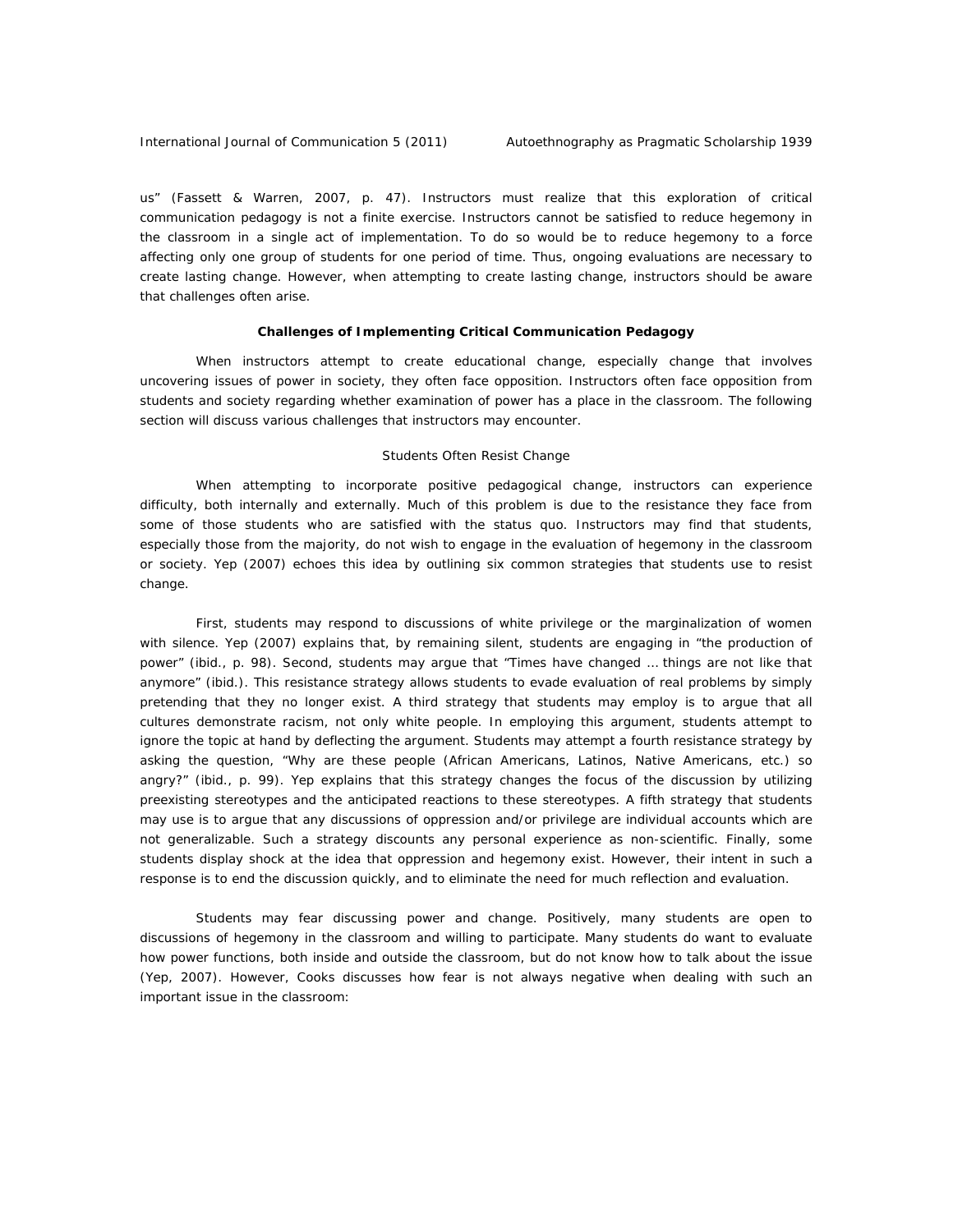us" (Fassett & Warren, 2007, p. 47). Instructors must realize that this exploration of critical communication pedagogy is not a finite exercise. Instructors cannot be satisfied to reduce hegemony in the classroom in a single act of implementation. To do so would be to reduce hegemony to a force affecting only one group of students for one period of time. Thus, ongoing evaluations are necessary to create lasting change. However, when attempting to create lasting change, instructors should be aware that challenges often arise.

## Challenges of Implementing Critical Communication Pedagogy

When instructors attempt to create educational change, especially change that involves uncovering issues of power in society, they often face opposition. Instructors often face opposition from students and society regarding whether examination of power has a place in the classroom. The following section will discuss various challenges that instructors may encounter.

### Students Often Resist Change

When attempting to incorporate positive pedagogical change, instructors can experience difficulty, both internally and externally. Much of this problem is due to the resistance they face from some of those students who are satisfied with the status quo. Instructors may find that students, especially those from the majority, do not wish to engage in the evaluation of hegemony in the classroom or society. Yep (2007) echoes this idea by outlining six common strategies that students use to resist change.

First, students may respond to discussions of white privilege or the marginalization of women with silence. Yep (2007) explains that, by remaining silent, students are engaging in "the production of power" (ibid., p. 98). Second, students may argue that "Times have changed … things are not like that anymore" (ibid.). This resistance strategy allows students to evade evaluation of real problems by simply pretending that they no longer exist. A third strategy that students may employ is to argue that all cultures demonstrate racism, not only white people. In employing this argument, students attempt to ignore the topic at hand by deflecting the argument. Students may attempt a fourth resistance strategy by asking the question, "Why are these people (African Americans, Latinos, Native Americans, etc.) so angry?" (ibid., p. 99). Yep explains that this strategy changes the focus of the discussion by utilizing preexisting stereotypes and the anticipated reactions to these stereotypes. A fifth strategy that students may use is to argue that any discussions of oppression and/or privilege are individual accounts which are not generalizable. Such a strategy discounts any personal experience as non-scientific. Finally, some students display shock at the idea that oppression and hegemony exist. However, their intent in such a response is to end the discussion quickly, and to eliminate the need for much reflection and evaluation.

Students may fear discussing power and change. Positively, many students are open to discussions of hegemony in the classroom and willing to participate. Many students do want to evaluate how power functions, both inside and outside the classroom, but do not know how to talk about the issue (Yep, 2007). However, Cooks discusses how fear is not always negative when dealing with such an important issue in the classroom: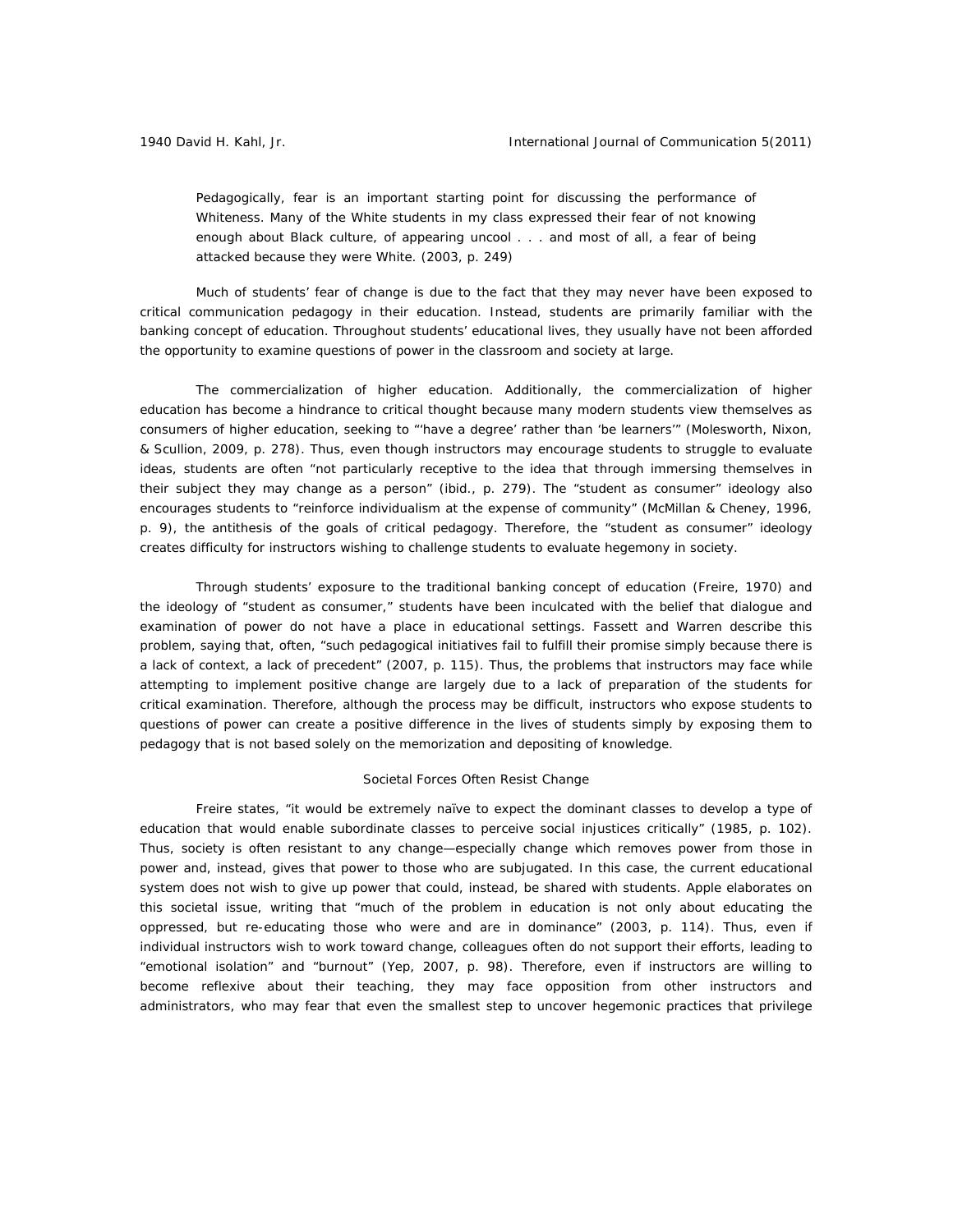> Pedagogically, fear is an important starting point for discussing the performance of Whiteness. Many of the White students in my class expressed their fear of not knowing enough about Black culture, of appearing uncool . . . and most of all, a fear of being attacked because they were White. (2003, p. 249)

Much of students' fear of change is due to the fact that they may never have been exposed to critical communication pedagogy in their education. Instead, students are primarily familiar with the banking concept of education. Throughout students' educational lives, they usually have not been afforded the opportunity to examine questions of power in the classroom and society at large.

*The commercialization of higher education.* Additionally, the commercialization of higher education has become a hindrance to critical thought because many modern students view themselves as consumers of higher education, seeking to "'have a degree' rather than 'be learners'" (Molesworth, Nixon, & Scullion, 2009, p. 278). Thus, even though instructors may encourage students to struggle to evaluate ideas, students are often "not particularly receptive to the idea that through immersing themselves in their subject they may change as a person" (ibid., p. 279). The "student as consumer" ideology also encourages students to "reinforce individualism at the expense of community" (McMillan & Cheney, 1996, p. 9), the antithesis of the goals of critical pedagogy. Therefore, the "student as consumer" ideology creates difficulty for instructors wishing to challenge students to evaluate hegemony in society.

Through students' exposure to the traditional banking concept of education (Freire, 1970) and the ideology of "student as consumer," students have been inculcated with the belief that dialogue and examination of power do not have a place in educational settings. Fassett and Warren describe this problem, saying that, often, "such pedagogical initiatives fail to fulfill their promise simply because there is a lack of context, a lack of precedent" (2007, p. 115). Thus, the problems that instructors may face while attempting to implement positive change are largely due to a lack of preparation of the students for critical examination. Therefore, although the process may be difficult, instructors who expose students to questions of power can create a positive difference in the lives of students simply by exposing them to pedagogy that is not based solely on the memorization and depositing of knowledge.

## Societal Forces Often Resist Change

Freire states, "it would be extremely naïve to expect the dominant classes to develop a type of education that would enable subordinate classes to perceive social injustices critically" (1985, p. 102). Thus, society is often resistant to any change—especially change which removes power from those in power and, instead, gives that power to those who are subjugated. In this case, the current educational system does not wish to give up power that could, instead, be shared with students. Apple elaborates on this societal issue, writing that "much of the problem in education is not only about educating the oppressed, but re-educating those who were and are in dominance" (2003, p. 114). Thus, even if individual instructors wish to work toward change, colleagues often do not support their efforts, leading to "emotional isolation" and "burnout" (Yep, 2007, p. 98). Therefore, even if instructors are willing to become reflexive about their teaching, they may face opposition from other instructors and administrators, who may fear that even the smallest step to uncover hegemonic practices that privilege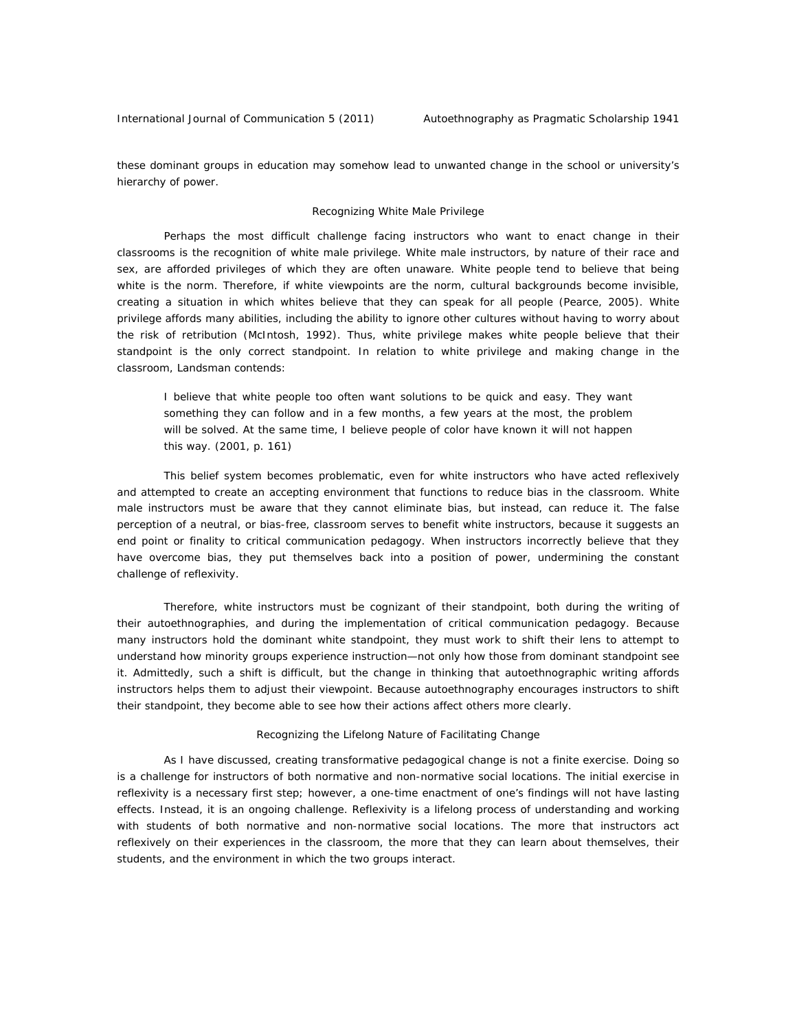these dominant groups in education may somehow lead to unwanted change in the school or university's hierarchy of power.

### Recognizing White Male Privilege

Perhaps the most difficult challenge facing instructors who want to enact change in their classrooms is the recognition of white male privilege. White male instructors, by nature of their race and sex, are afforded privileges of which they are often unaware. White people tend to believe that being white is the norm. Therefore, if white viewpoints are the norm, cultural backgrounds become invisible, creating a situation in which whites believe that they can speak for all people (Pearce, 2005). White privilege affords many abilities, including the ability to ignore other cultures without having to worry about the risk of retribution (McIntosh, 1992). Thus, white privilege makes white people believe that their standpoint is the only correct standpoint. In relation to white privilege and making change in the classroom, Landsman contends:

> I believe that white people too often want solutions to be quick and easy. They want something they can follow and in a few months, a few years at the most, the problem will be solved. At the same time, I believe people of color have known it will not happen this way. (2001, p. 161)

This belief system becomes problematic, even for white instructors who have acted reflexively and attempted to create an accepting environment that functions to reduce bias in the classroom. White male instructors must be aware that they cannot eliminate bias, but instead, can reduce it. The false perception of a neutral, or bias-free, classroom serves to benefit white instructors, because it suggests an end point or finality to critical communication pedagogy. When instructors incorrectly believe that they have overcome bias, they put themselves back into a position of power, undermining the constant challenge of reflexivity.

Therefore, white instructors must be cognizant of their standpoint, both during the writing of their autoethnographies, and during the implementation of critical communication pedagogy. Because many instructors hold the dominant white standpoint, they must work to shift their lens to attempt to understand how minority groups experience instruction—not only how those from dominant standpoint see it. Admittedly, such a shift is difficult, but the change in thinking that autoethnographic writing affords instructors helps them to adjust their viewpoint. Because autoethnography encourages instructors to shift their standpoint, they become able to see how their actions affect others more clearly.

### Recognizing the Lifelong Nature of Facilitating Change

As I have discussed, creating transformative pedagogical change is not a finite exercise. Doing so is a challenge for instructors of both normative and non-normative social locations. The initial exercise in reflexivity is a necessary first step; however, a one-time enactment of one's findings will not have lasting effects. Instead, it is an ongoing challenge. Reflexivity is a lifelong process of understanding and working with students of both normative and non-normative social locations. The more that instructors act reflexively on their experiences in the classroom, the more that they can learn about themselves, their students, and the environment in which the two groups interact.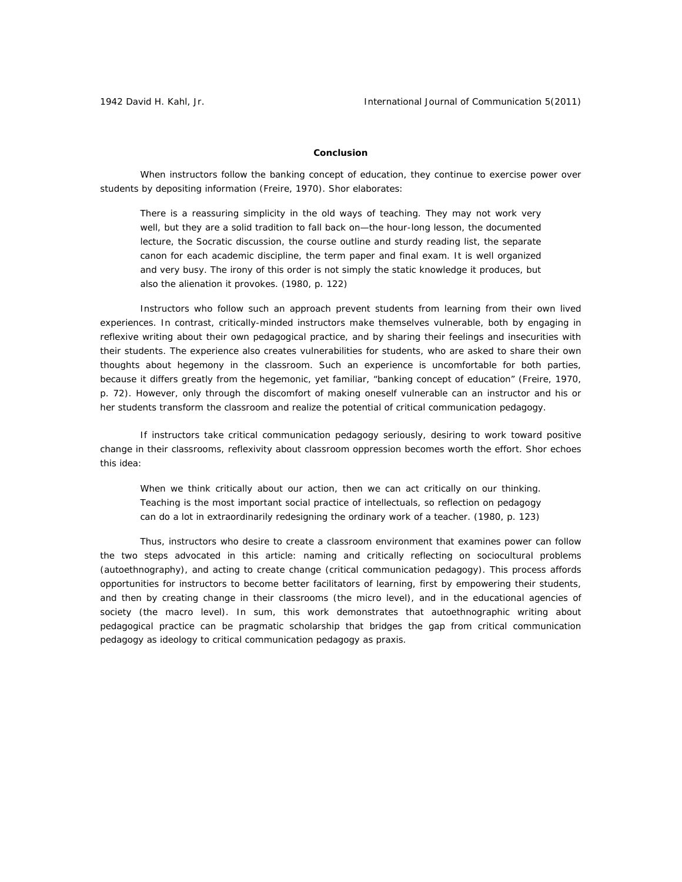## Conclusion

When instructors follow the banking concept of education, they continue to exercise power over students by depositing information (Freire, 1970). Shor elaborates:

> There is a reassuring simplicity in the old ways of teaching. They may not work very well, but they are a solid tradition to fall back on—the hour-long lesson, the documented lecture, the Socratic discussion, the course outline and sturdy reading list, the separate canon for each academic discipline, the term paper and final exam. It is well organized and very busy. The irony of this order is not simply the static knowledge it produces, but also the alienation it provokes. (1980, p. 122)

Instructors who follow such an approach prevent students from learning from their own lived experiences. In contrast, critically-minded instructors make themselves vulnerable, both by engaging in reflexive writing about their own pedagogical practice, and by sharing their feelings and insecurities with their students. The experience also creates vulnerabilities for students, who are asked to share their own thoughts about hegemony in the classroom. Such an experience is uncomfortable for both parties, because it differs greatly from the hegemonic, yet familiar, "banking concept of education" (Freire, 1970, p. 72). However, only through the discomfort of making oneself vulnerable can an instructor and his or her students transform the classroom and realize the potential of critical communication pedagogy.

If instructors take critical communication pedagogy seriously, desiring to work toward positive change in their classrooms, reflexivity about classroom oppression becomes worth the effort. Shor echoes this idea:

> When we think critically about our action, then we can act critically on our thinking. Teaching is the most important social practice of intellectuals, so reflection on pedagogy can do a lot in extraordinarily redesigning the ordinary work of a teacher. (1980, p. 123)

Thus, instructors who desire to create a classroom environment that examines power can follow the two steps advocated in this article: naming and critically reflecting on sociocultural problems (autoethnography), and acting to create change (critical communication pedagogy). This process affords opportunities for instructors to become better facilitators of learning, first by empowering their students, and then by creating change in their classrooms (the micro level), and in the educational agencies of society (the macro level). In sum, this work demonstrates that autoethnographic writing about pedagogical practice can be pragmatic scholarship that bridges the gap from critical communication pedagogy as ideology to critical communication pedagogy as praxis.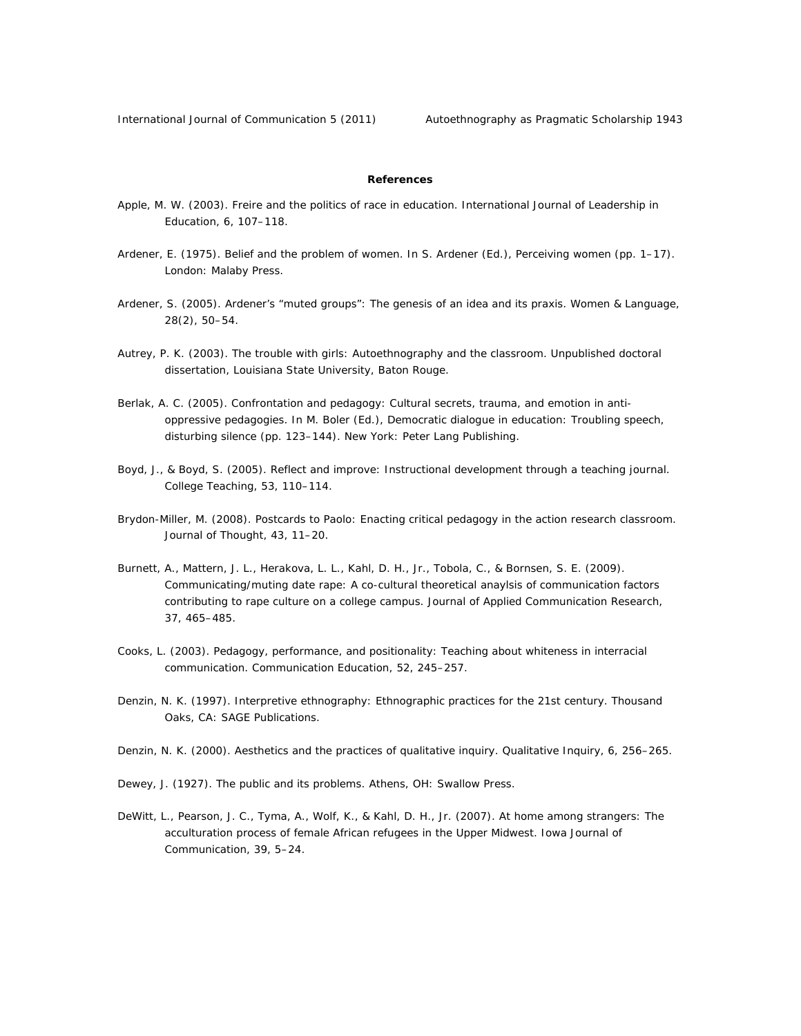## References

Apple, M. W. (2003). Freire and the politics of race in education. International Journal of Leadership in Education, 6, 107–118.

Ardener, E. (1975). Belief and the problem of women. In S. Ardener (Ed.), Perceiving women (pp. 1–17). London: Malaby Press.

Ardener, S. (2005). Ardener's "muted groups": The genesis of an idea and its praxis. Women & Language, 28(2), 50–54.

Autrey, P. K. (2003). The trouble with girls: Autoethnography and the classroom. Unpublished doctoral dissertation, Louisiana State University, Baton Rouge.

Berlak, A. C. (2005). Confrontation and pedagogy: Cultural secrets, trauma, and emotion in anti-oppressive pedagogies. In M. Boler (Ed.), Democratic dialogue in education: Troubling speech, disturbing silence (pp. 123–144). New York: Peter Lang Publishing.

Boyd, J., & Boyd, S. (2005). Reflect and improve: Instructional development through a teaching journal. College Teaching, 53, 110–114.

Brydon-Miller, M. (2008). Postcards to Paolo: Enacting critical pedagogy in the action research classroom. Journal of Thought, 43, 11–20.

Burnett, A., Mattern, J. L., Herakova, L. L., Kahl, D. H., Jr., Tobola, C., & Bornsen, S. E. (2009). Communicating/muting date rape: A co-cultural theoretical anaylsis of communication factors contributing to rape culture on a college campus. Journal of Applied Communication Research, 37, 465–485.

Cooks, L. (2003). Pedagogy, performance, and positionality: Teaching about whiteness in interracial communication. Communication Education, 52, 245–257.

Denzin, N. K. (1997). Interpretive ethnography: Ethnographic practices for the 21st century. Thousand Oaks, CA: SAGE Publications.

Denzin, N. K. (2000). Aesthetics and the practices of qualitative inquiry. Qualitative Inquiry, 6, 256–265.

Dewey, J. (1927). The public and its problems. Athens, OH: Swallow Press.

DeWitt, L., Pearson, J. C., Tyma, A., Wolf, K., & Kahl, D. H., Jr. (2007). At home among strangers: The acculturation process of female African refugees in the Upper Midwest. Iowa Journal of Communication, 39, 5–24.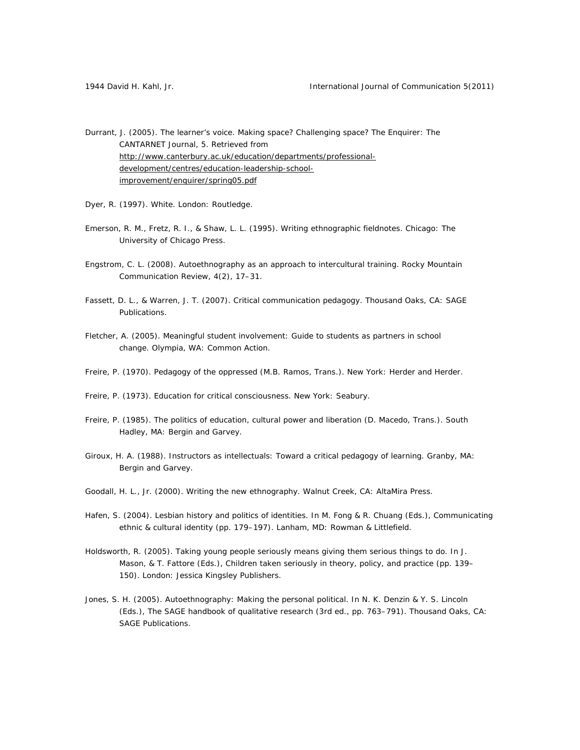Durrant, J. (2005). The learner's voice. Making space? Challenging space? The Enquirer: The CANTARNET Journal, 5. Retrieved from http://www.canterbury.ac.uk/education/departments/professional-development/centres/education-leadership-school-improvement/enquirer/spring05.pdf

Dyer, R. (1997). White. London: Routledge.

Emerson, R. M., Fretz, R. I., & Shaw, L. L. (1995). Writing ethnographic fieldnotes. Chicago: The University of Chicago Press.

Engstrom, C. L. (2008). Autoethnography as an approach to intercultural training. Rocky Mountain Communication Review, 4(2), 17–31.

Fassett, D. L., & Warren, J. T. (2007). Critical communication pedagogy. Thousand Oaks, CA: SAGE Publications.

Fletcher, A. (2005). Meaningful student involvement: Guide to students as partners in school change. Olympia, WA: Common Action.

Freire, P. (1970). Pedagogy of the oppressed (M.B. Ramos, Trans.). New York: Herder and Herder.

Freire, P. (1973). Education for critical consciousness. New York: Seabury.

Freire, P. (1985). The politics of education, cultural power and liberation (D. Macedo, Trans.). South Hadley, MA: Bergin and Garvey.

Giroux, H. A. (1988). Instructors as intellectuals: Toward a critical pedagogy of learning. Granby, MA: Bergin and Garvey.

Goodall, H. L., Jr. (2000). Writing the new ethnography. Walnut Creek, CA: AltaMira Press.

Hafen, S. (2004). Lesbian history and politics of identities. In M. Fong & R. Chuang (Eds.), Communicating ethnic & cultural identity (pp. 179–197). Lanham, MD: Rowman & Littlefield.

Holdsworth, R. (2005). Taking young people seriously means giving them serious things to do. In J. Mason, & T. Fattore (Eds.), Children taken seriously in theory, policy, and practice (pp. 139–150). London: Jessica Kingsley Publishers.

Jones, S. H. (2005). Autoethnography: Making the personal political. In N. K. Denzin & Y. S. Lincoln (Eds.), The SAGE handbook of qualitative research (3rd ed., pp. 763–791). Thousand Oaks, CA: SAGE Publications.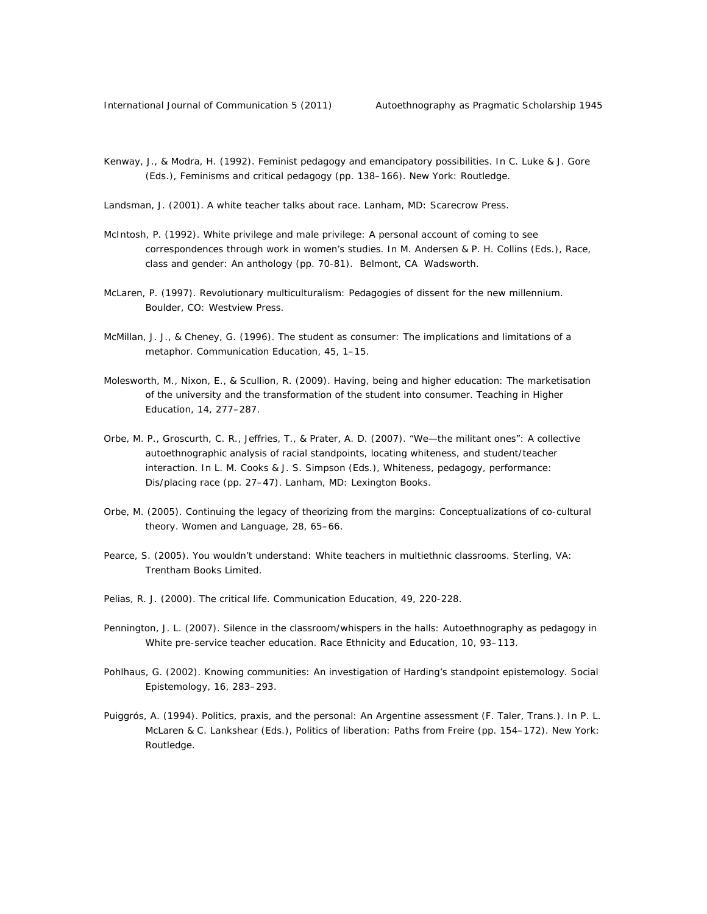Kenway, J., & Modra, H. (1992). Feminist pedagogy and emancipatory possibilities. In C. Luke & J. Gore (Eds.), Feminisms and critical pedagogy (pp. 138–166). New York: Routledge.

Landsman, J. (2001). A white teacher talks about race. Lanham, MD: Scarecrow Press.

McIntosh, P. (1992). White privilege and male privilege: A personal account of coming to see correspondences through work in women's studies. In M. Andersen & P. H. Collins (Eds.), Race, class and gender: An anthology (pp. 70-81). Belmont, CA Wadsworth.

McLaren, P. (1997). Revolutionary multiculturalism: Pedagogies of dissent for the new millennium. Boulder, CO: Westview Press.

McMillan, J. J., & Cheney, G. (1996). The student as consumer: The implications and limitations of a metaphor. Communication Education, 45, 1–15.

Molesworth, M., Nixon, E., & Scullion, R. (2009). Having, being and higher education: The marketisation of the university and the transformation of the student into consumer. Teaching in Higher Education, 14, 277–287.

Orbe, M. P., Groscurth, C. R., Jeffries, T., & Prater, A. D. (2007). "We—the militant ones": A collective autoethnographic analysis of racial standpoints, locating whiteness, and student/teacher interaction. In L. M. Cooks & J. S. Simpson (Eds.), Whiteness, pedagogy, performance: Dis/placing race (pp. 27–47). Lanham, MD: Lexington Books.

Orbe, M. (2005). Continuing the legacy of theorizing from the margins: Conceptualizations of co-cultural theory. Women and Language, 28, 65–66.

Pearce, S. (2005). You wouldn't understand: White teachers in multiethnic classrooms. Sterling, VA: Trentham Books Limited.

Pelias, R. J. (2000). The critical life. Communication Education, 49, 220-228.

Pennington, J. L. (2007). Silence in the classroom/whispers in the halls: Autoethnography as pedagogy in White pre-service teacher education. Race Ethnicity and Education, 10, 93–113.

Pohlhaus, G. (2002). Knowing communities: An investigation of Harding's standpoint epistemology. Social Epistemology, 16, 283–293.

Puiggrós, A. (1994). Politics, praxis, and the personal: An Argentine assessment (F. Taler, Trans.). In P. L. McLaren & C. Lankshear (Eds.), Politics of liberation: Paths from Freire (pp. 154–172). New York: Routledge.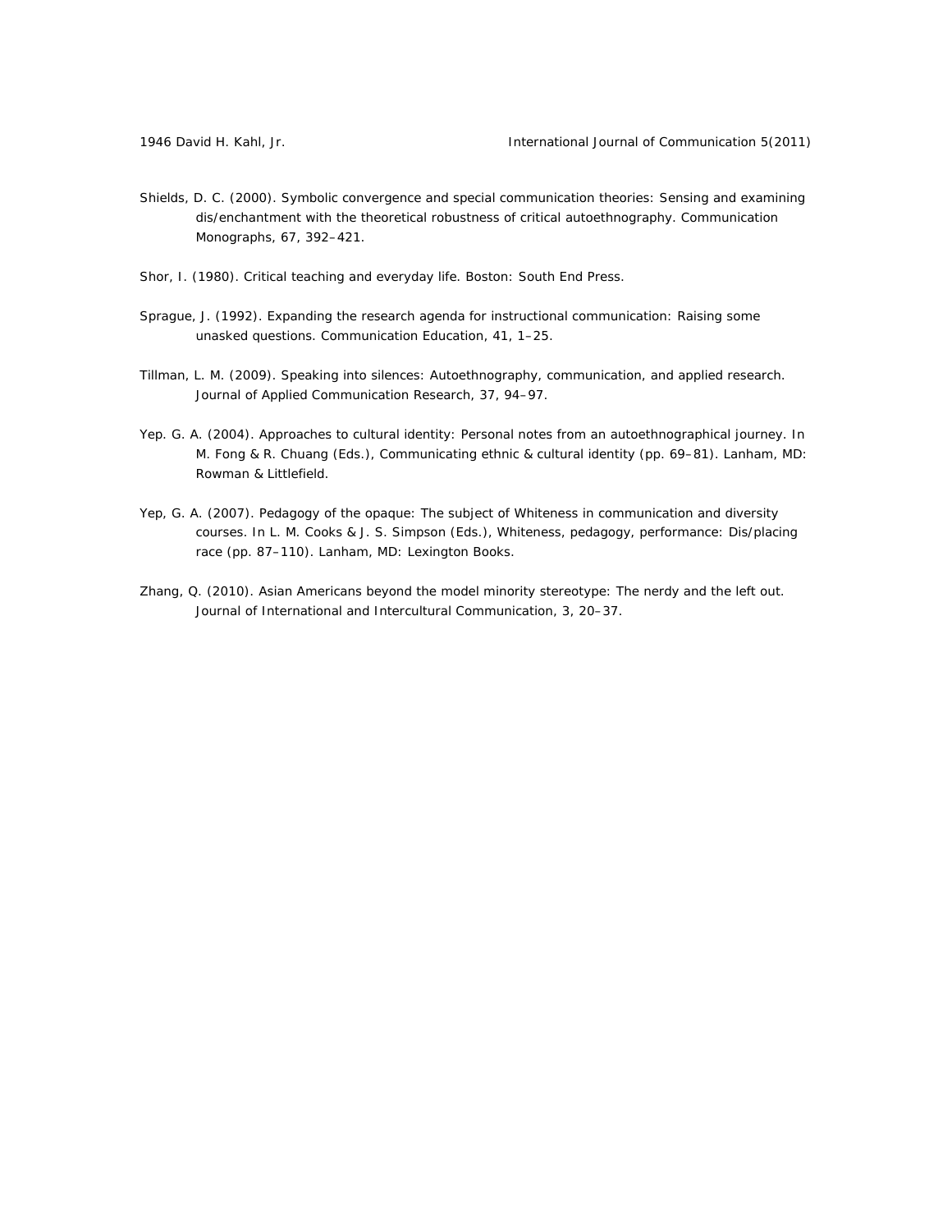Shields, D. C. (2000). Symbolic convergence and special communication theories: Sensing and examining dis/enchantment with the theoretical robustness of critical autoethnography. *Communication Monographs, 67*, 392–421.

Shor, I. (1980). *Critical teaching and everyday life.* Boston: South End Press.

Sprague, J. (1992). Expanding the research agenda for instructional communication: Raising some unasked questions. *Communication Education, 41*, 1–25.

Tillman, L. M. (2009). Speaking into silences: Autoethnography, communication, and applied research. *Journal of Applied Communication Research, 37*, 94–97.

Yep. G. A. (2004). Approaches to cultural identity: Personal notes from an autoethnographical journey. In M. Fong & R. Chuang (Eds.), *Communicating ethnic & cultural identity* (pp. 69–81). Lanham, MD: Rowman & Littlefield.

Yep, G. A. (2007). Pedagogy of the opaque: The subject of Whiteness in communication and diversity courses. In L. M. Cooks & J. S. Simpson (Eds.), *Whiteness, pedagogy, performance: Dis/placing race* (pp. 87–110). Lanham, MD: Lexington Books.

Zhang, Q. (2010). Asian Americans beyond the model minority stereotype: The nerdy and the left out. *Journal of International and Intercultural Communication, 3*, 20–37.